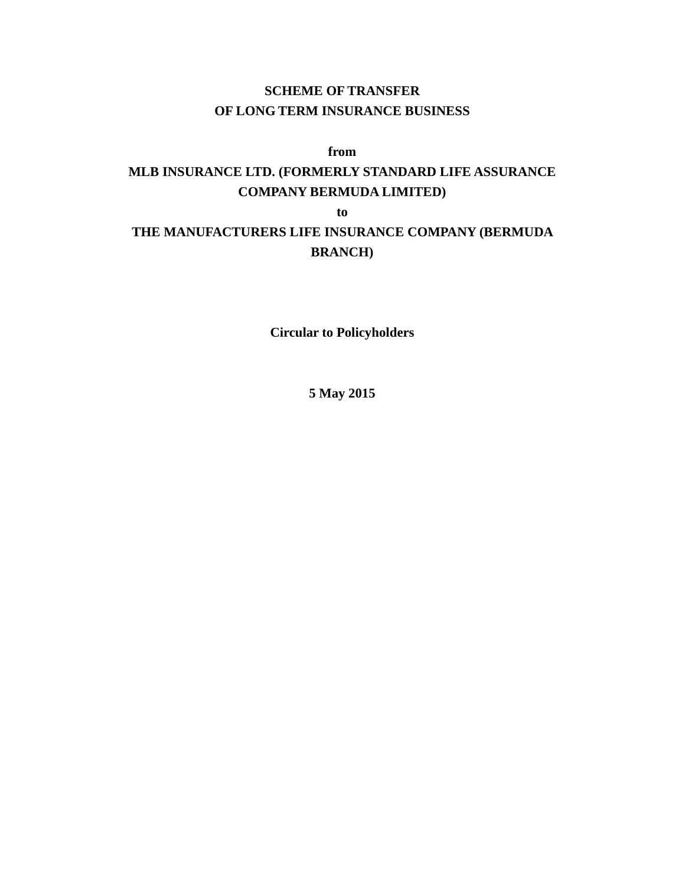# SCHEME OF TRANSFER OF LONG TERM INSURANCE BUSINESS

**from**

**MLB INSURANCE LTD. (FORMERLY STANDARD LIFE ASSURANCE COMPANY BERMUDA LIMITED)**

**to**

**THE MANUFACTURERS LIFE INSURANCE COMPANY (BERMUDA BRANCH)**

**Circular to Policyholders**

**5 May 2015**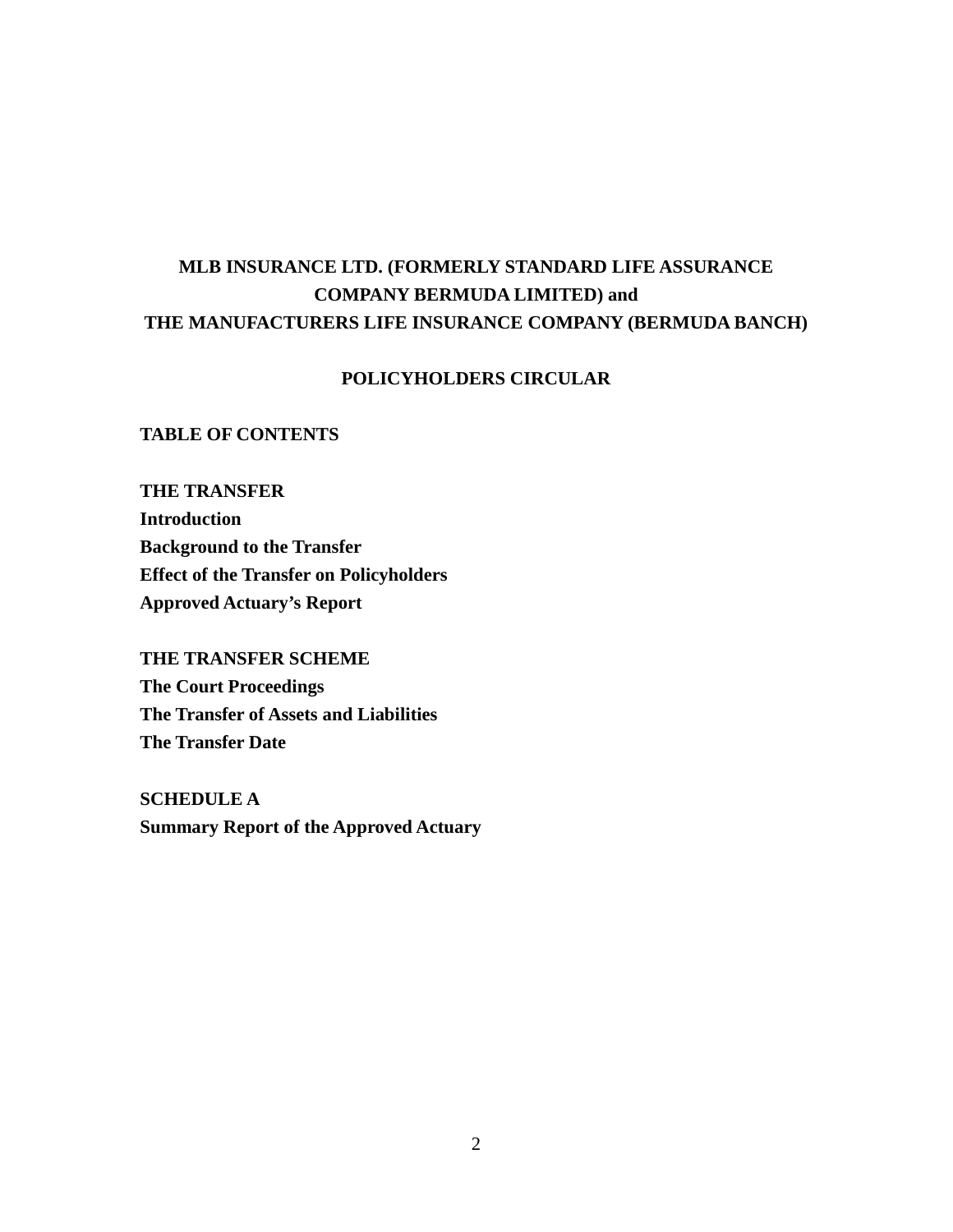**MLB INSURANCE LTD. (FORMERLY STANDARD LIFE ASSURANCE COMPANY BERMUDA LIMITED) and THE MANUFACTURERS LIFE INSURANCE COMPANY (BERMUDA BANCH)**

**POLICYHOLDERS CIRCULAR**

**TABLE OF CONTENTS**

**THE TRANSFER**
**Introduction**
**Background to the Transfer**
**Effect of the Transfer on Policyholders**
**Approved Actuary's Report**

**THE TRANSFER SCHEME**
**The Court Proceedings**
**The Transfer of Assets and Liabilities**
**The Transfer Date**

**SCHEDULE A**
**Summary Report of the Approved Actuary**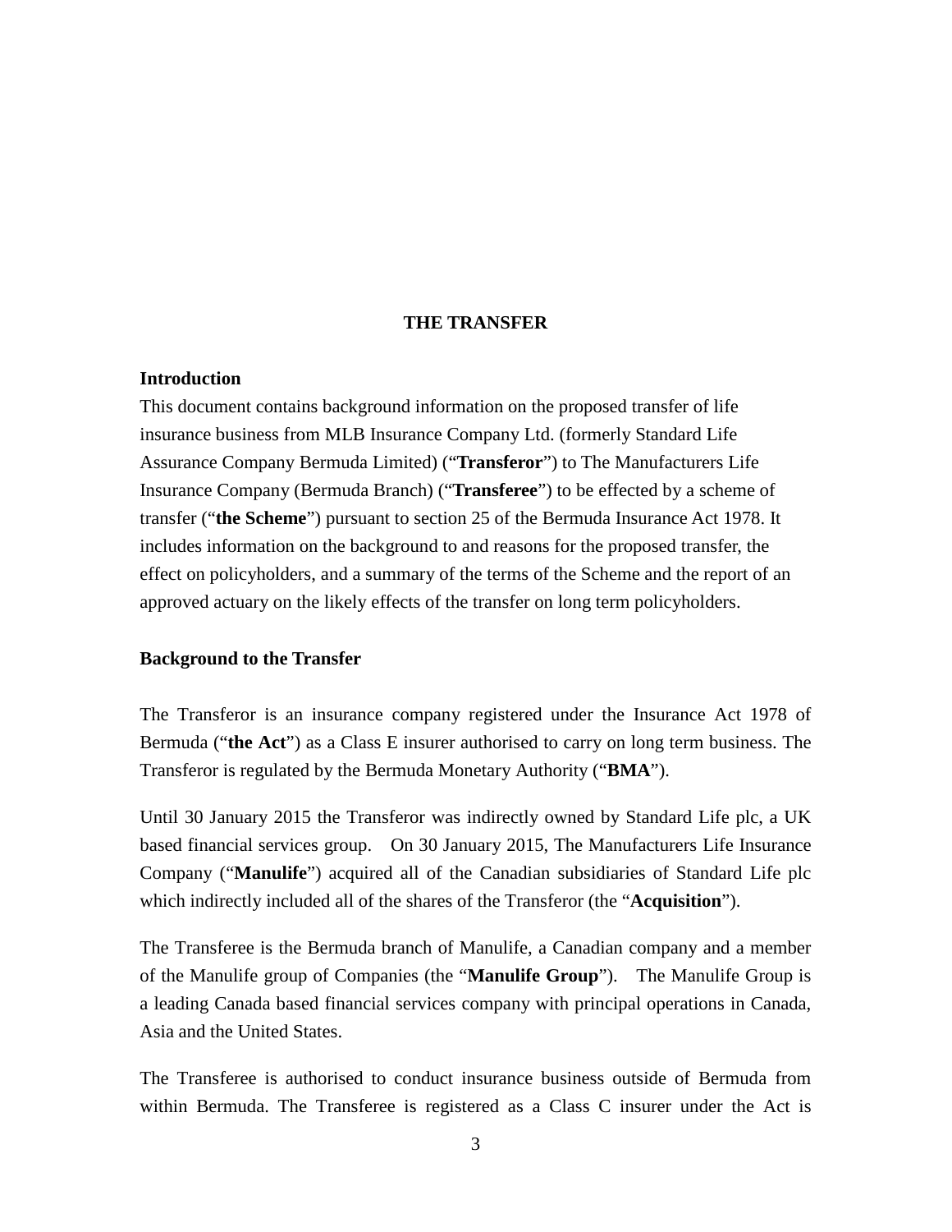## THE TRANSFER

### Introduction

This document contains background information on the proposed transfer of life insurance business from MLB Insurance Company Ltd. (formerly Standard Life Assurance Company Bermuda Limited) ("**Transferor**") to The Manufacturers Life Insurance Company (Bermuda Branch) ("**Transferee**") to be effected by a scheme of transfer ("**the Scheme**") pursuant to section 25 of the Bermuda Insurance Act 1978. It includes information on the background to and reasons for the proposed transfer, the effect on policyholders, and a summary of the terms of the Scheme and the report of an approved actuary on the likely effects of the transfer on long term policyholders.

### Background to the Transfer

The Transferor is an insurance company registered under the Insurance Act 1978 of Bermuda ("**the Act**") as a Class E insurer authorised to carry on long term business. The Transferor is regulated by the Bermuda Monetary Authority ("**BMA**").

Until 30 January 2015 the Transferor was indirectly owned by Standard Life plc, a UK based financial services group. On 30 January 2015, The Manufacturers Life Insurance Company ("**Manulife**") acquired all of the Canadian subsidiaries of Standard Life plc which indirectly included all of the shares of the Transferor (the "**Acquisition**").

The Transferee is the Bermuda branch of Manulife, a Canadian company and a member of the Manulife group of Companies (the "**Manulife Group**"). The Manulife Group is a leading Canada based financial services company with principal operations in Canada, Asia and the United States.

The Transferee is authorised to conduct insurance business outside of Bermuda from within Bermuda. The Transferee is registered as a Class C insurer under the Act is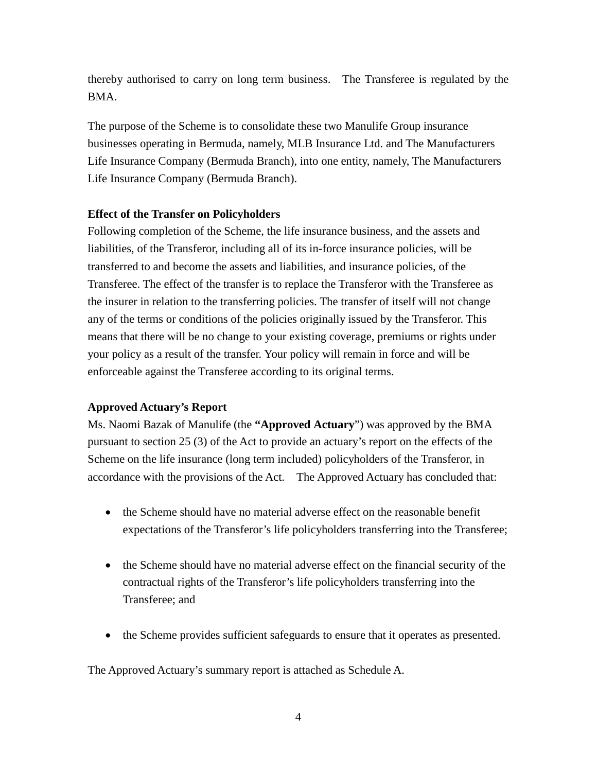thereby authorised to carry on long term business. The Transferee is regulated by the BMA.

The purpose of the Scheme is to consolidate these two Manulife Group insurance businesses operating in Bermuda, namely, MLB Insurance Ltd. and The Manufacturers Life Insurance Company (Bermuda Branch), into one entity, namely, The Manufacturers Life Insurance Company (Bermuda Branch).

**Effect of the Transfer on Policyholders**

Following completion of the Scheme, the life insurance business, and the assets and liabilities, of the Transferor, including all of its in-force insurance policies, will be transferred to and become the assets and liabilities, and insurance policies, of the Transferee. The effect of the transfer is to replace the Transferor with the Transferee as the insurer in relation to the transferring policies. The transfer of itself will not change any of the terms or conditions of the policies originally issued by the Transferor. This means that there will be no change to your existing coverage, premiums or rights under your policy as a result of the transfer. Your policy will remain in force and will be enforceable against the Transferee according to its original terms.

**Approved Actuary's Report**

Ms. Naomi Bazak of Manulife (the **"Approved Actuary**") was approved by the BMA pursuant to section 25 (3) of the Act to provide an actuary's report on the effects of the Scheme on the life insurance (long term included) policyholders of the Transferor, in accordance with the provisions of the Act. The Approved Actuary has concluded that:

- the Scheme should have no material adverse effect on the reasonable benefit expectations of the Transferor's life policyholders transferring into the Transferee;

- the Scheme should have no material adverse effect on the financial security of the contractual rights of the Transferor's life policyholders transferring into the Transferee; and

- the Scheme provides sufficient safeguards to ensure that it operates as presented.

The Approved Actuary's summary report is attached as Schedule A.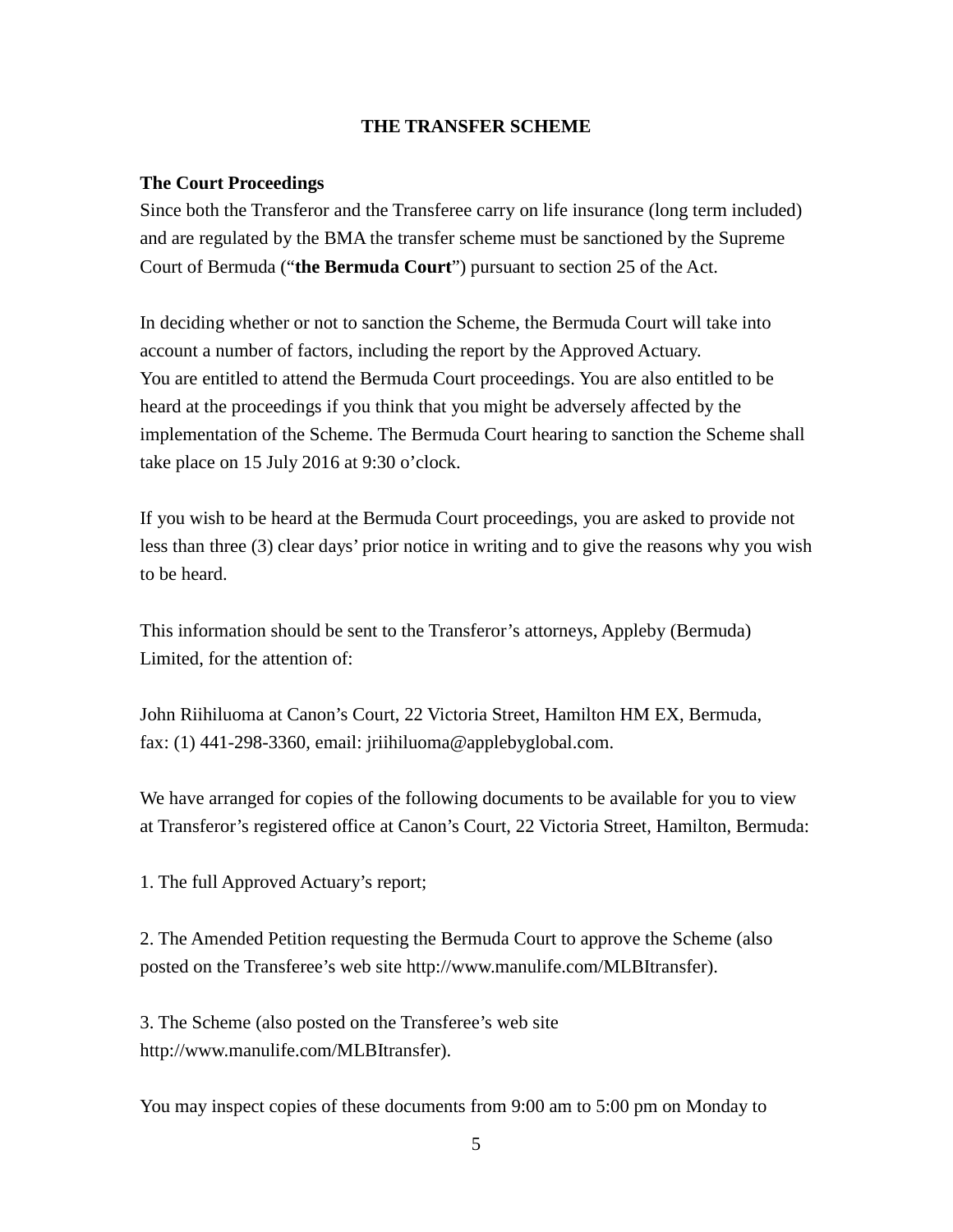## THE TRANSFER SCHEME

**The Court Proceedings**

Since both the Transferor and the Transferee carry on life insurance (long term included) and are regulated by the BMA the transfer scheme must be sanctioned by the Supreme Court of Bermuda ("**the Bermuda Court**") pursuant to section 25 of the Act.

In deciding whether or not to sanction the Scheme, the Bermuda Court will take into account a number of factors, including the report by the Approved Actuary.
You are entitled to attend the Bermuda Court proceedings. You are also entitled to be heard at the proceedings if you think that you might be adversely affected by the implementation of the Scheme. The Bermuda Court hearing to sanction the Scheme shall take place on 15 July 2016 at 9:30 o'clock.

If you wish to be heard at the Bermuda Court proceedings, you are asked to provide not less than three (3) clear days' prior notice in writing and to give the reasons why you wish to be heard.

This information should be sent to the Transferor's attorneys, Appleby (Bermuda) Limited, for the attention of:

John Riihiluoma at Canon's Court, 22 Victoria Street, Hamilton HM EX, Bermuda,
fax: (1) 441-298-3360, email: jriihiluoma@applebyglobal.com.

We have arranged for copies of the following documents to be available for you to view at Transferor's registered office at Canon's Court, 22 Victoria Street, Hamilton, Bermuda:

1. The full Approved Actuary's report;

2. The Amended Petition requesting the Bermuda Court to approve the Scheme (also posted on the Transferee's web site http://www.manulife.com/MLBItransfer).

3. The Scheme (also posted on the Transferee's web site http://www.manulife.com/MLBItransfer).

You may inspect copies of these documents from 9:00 am to 5:00 pm on Monday to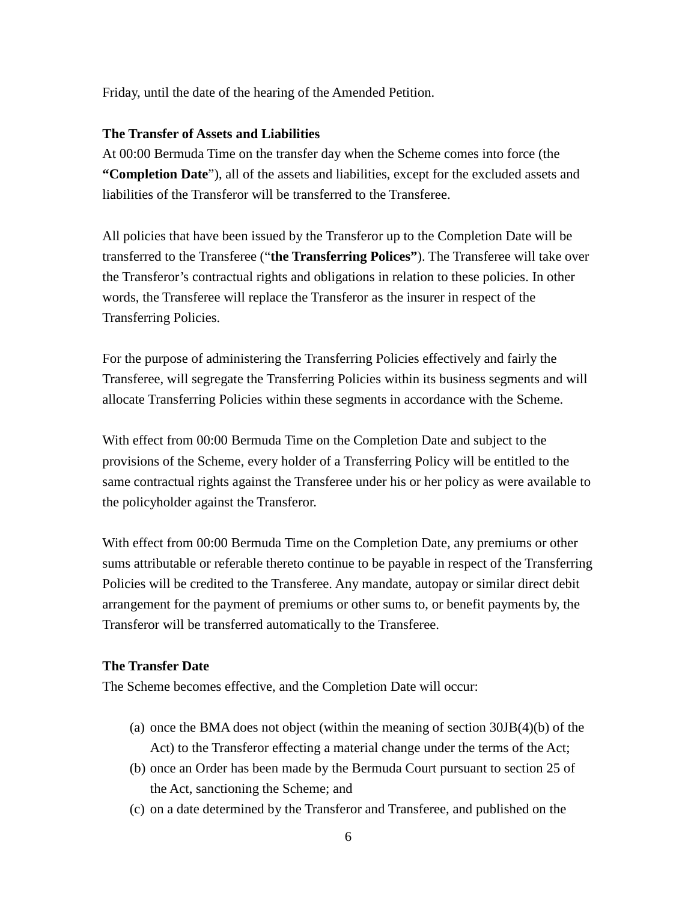Friday, until the date of the hearing of the Amended Petition.

**The Transfer of Assets and Liabilities**

At 00:00 Bermuda Time on the transfer day when the Scheme comes into force (the **"Completion Date**"), all of the assets and liabilities, except for the excluded assets and liabilities of the Transferor will be transferred to the Transferee.

All policies that have been issued by the Transferor up to the Completion Date will be transferred to the Transferee ("**the Transferring Polices"**). The Transferee will take over the Transferor's contractual rights and obligations in relation to these policies. In other words, the Transferee will replace the Transferor as the insurer in respect of the Transferring Policies.

For the purpose of administering the Transferring Policies effectively and fairly the Transferee, will segregate the Transferring Policies within its business segments and will allocate Transferring Policies within these segments in accordance with the Scheme.

With effect from 00:00 Bermuda Time on the Completion Date and subject to the provisions of the Scheme, every holder of a Transferring Policy will be entitled to the same contractual rights against the Transferee under his or her policy as were available to the policyholder against the Transferor.

With effect from 00:00 Bermuda Time on the Completion Date, any premiums or other sums attributable or referable thereto continue to be payable in respect of the Transferring Policies will be credited to the Transferee. Any mandate, autopay or similar direct debit arrangement for the payment of premiums or other sums to, or benefit payments by, the Transferor will be transferred automatically to the Transferee.

**The Transfer Date**

The Scheme becomes effective, and the Completion Date will occur:

(a) once the BMA does not object (within the meaning of section 30JB(4)(b) of the Act) to the Transferor effecting a material change under the terms of the Act;
(b) once an Order has been made by the Bermuda Court pursuant to section 25 of the Act, sanctioning the Scheme; and
(c) on a date determined by the Transferor and Transferee, and published on the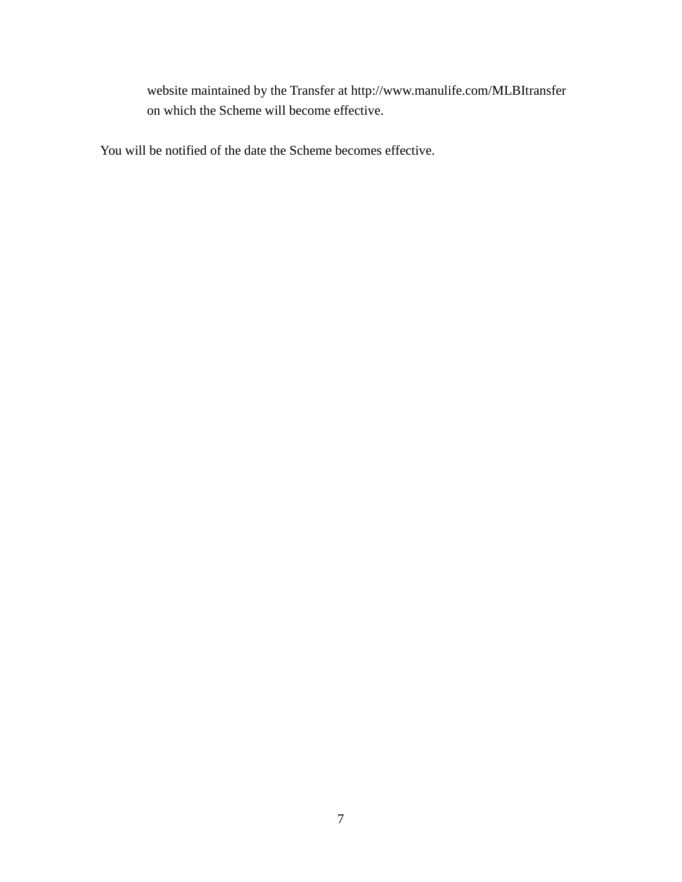website maintained by the Transfer at http://www.manulife.com/MLBItransfer on which the Scheme will become effective.

You will be notified of the date the Scheme becomes effective.